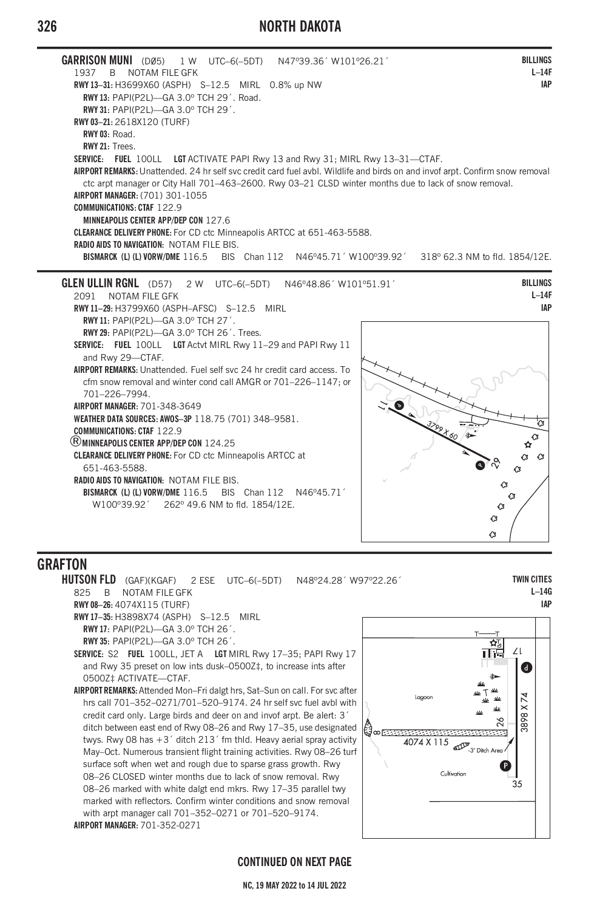# NORTH DAKOTA

**GARRISON MUNI** (DØ5) 1 W UTC–6(–5DT) N47°39.36´ W101°26.21´ **BILLINGS**
1937 B NOTAM FILE GFK **L–14F**
**RWY 13–31:** H3699X60 (ASPH) S–12.5 MIRL 0.8% up NW **IAP**
**RWY 13:** PAPI(P2L)—GA 3.0° TCH 29´. Road.
**RWY 31:** PAPI(P2L)—GA 3.0° TCH 29´.
**RWY 03–21:** 2618X120 (TURF)
**RWY 03:** Road.
**RWY 21:** Trees.
**SERVICE: FUEL** 100LL **LGT** ACTIVATE PAPI Rwy 13 and Rwy 31; MIRL Rwy 13–31—CTAF.
**AIRPORT REMARKS:** Unattended. 24 hr self svc credit card fuel avbl. Wildlife and birds on and invof arpt. Confirm snow removal ctc arpt manager or City Hall 701–463–2600. Rwy 03–21 CLSD winter months due to lack of snow removal.
**AIRPORT MANAGER:** (701) 301-1055
**COMMUNICATIONS: CTAF** 122.9
**MINNEAPOLIS CENTER APP/DEP CON** 127.6
**CLEARANCE DELIVERY PHONE:** For CD ctc Minneapolis ARTCC at 651-463-5588.
**RADIO AIDS TO NAVIGATION:** NOTAM FILE BIS.
**BISMARCK (L) (L) VORW/DME** 116.5 BIS Chan 112 N46°45.71´ W100°39.92´ 318° 62.3 NM to fld. 1854/12E.

**GLEN ULLIN RGNL** (D57) 2 W UTC–6(–5DT) N46°48.86´ W101°51.91´ **BILLINGS**
2091 NOTAM FILE GFK **L–14F**
**RWY 11–29:** H3799X60 (ASPH–AFSC) S–12.5 MIRL **IAP**
**RWY 11:** PAPI(P2L)—GA 3.0° TCH 27´.
**RWY 29:** PAPI(P2L)—GA 3.0° TCH 26´. Trees.
**SERVICE: FUEL** 100LL **LGT** Actvt MIRL Rwy 11–29 and PAPI Rwy 11 and Rwy 29—CTAF.
**AIRPORT REMARKS:** Unattended. Fuel self svc 24 hr credit card access. To cfm snow removal and winter cond call AMGR or 701–226–1147; or 701–226–7994.
**AIRPORT MANAGER:** 701-348-3649
**WEATHER DATA SOURCES: AWOS–3P** 118.75 (701) 348–9581.
**COMMUNICATIONS: CTAF** 122.9
® **MINNEAPOLIS CENTER APP/DEP CON** 124.25
**CLEARANCE DELIVERY PHONE:** For CD ctc Minneapolis ARTCC at 651-463-5588.
**RADIO AIDS TO NAVIGATION:** NOTAM FILE BIS.
**BISMARCK (L) (L) VORW/DME** 116.5 BIS Chan 112 N46°45.71´ W100°39.92´ 262° 49.6 NM to fld. 1854/12E.

## GRAFTON

**HUTSON FLD** (GAF)(KGAF) 2 ESE UTC–6(–5DT) N48°24.28´ W97°22.26´ **TWIN CITIES**
825 B NOTAM FILE GFK **L–14G**
**RWY 08–26:** 4074X115 (TURF) **IAP**
**RWY 17–35:** H3898X74 (ASPH) S–12.5 MIRL
**RWY 17:** PAPI(P2L)—GA 3.0° TCH 26´.
**RWY 35:** PAPI(P2L)—GA 3.0° TCH 26´.
**SERVICE:** S2 **FUEL** 100LL, JET A **LGT** MIRL Rwy 17–35; PAPI Rwy 17 and Rwy 35 preset on low ints dusk–0500Z‡, to increase ints after 0500Z‡ ACTIVATE—CTAF.
**AIRPORT REMARKS:** Attended Mon–Fri dalgt hrs, Sat–Sun on call. For svc after hrs call 701–352–0271/701–520–9174. 24 hr self svc fuel avbl with credit card only. Large birds and deer on and invof arpt. Be alert: 3´ ditch between east end of Rwy 08–26 and Rwy 17–35, use designated twys. Rwy 08 has +3´ ditch 213´ fm thld. Heavy aerial spray activity May–Oct. Numerous transient flight training activities. Rwy 08–26 turf surface soft when wet and rough due to sparse grass growth. Rwy 08–26 CLOSED winter months due to lack of snow removal. Rwy 08–26 marked with white dalgt end mkrs. Rwy 17–35 parallel twy marked with reflectors. Confirm winter conditions and snow removal with arpt manager call 701–352–0271 or 701–520–9174.
**AIRPORT MANAGER:** 701-352-0271

**CONTINUED ON NEXT PAGE**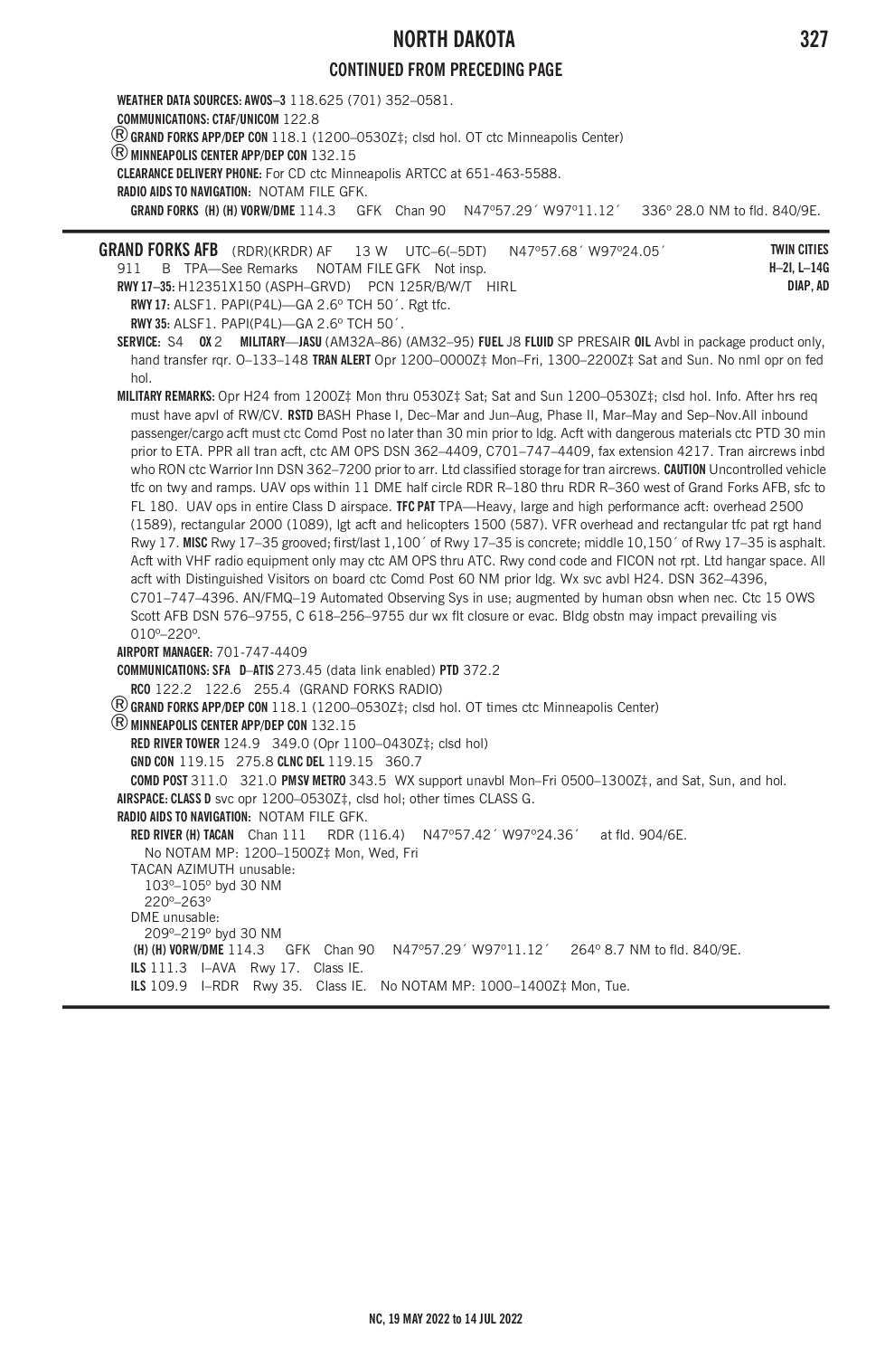## CONTINUED FROM PRECEDING PAGE

**WEATHER DATA SOURCES: AWOS–3** 118.625 (701) 352–0581.
**COMMUNICATIONS: CTAF/UNICOM** 122.8
Ⓡ **GRAND FORKS APP/DEP CON** 118.1 (1200–0530Z‡; clsd hol. OT ctc Minneapolis Center)
Ⓡ **MINNEAPOLIS CENTER APP/DEP CON** 132.15
**CLEARANCE DELIVERY PHONE:** For CD ctc Minneapolis ARTCC at 651-463-5588.
**RADIO AIDS TO NAVIGATION:** NOTAM FILE GFK.
**GRAND FORKS (H) (H) VORW/DME** 114.3 GFK Chan 90 N47°57.29´ W97°11.12´ 336° 28.0 NM to fld. 840/9E.

---

**GRAND FORKS AFB** (RDR)(KRDR) AF 13 W UTC–6(–5DT) N47°57.68´ W97°24.05´ **TWIN CITIES**
911 B TPA—See Remarks NOTAM FILE GFK Not insp. **H–2I, L–14G**
**RWY 17–35:** H12351X150 (ASPH–GRVD) PCN 125R/B/W/T HIRL **DIAP, AD**
**RWY 17:** ALSF1. PAPI(P4L)—GA 2.6° TCH 50´. Rgt tfc.
**RWY 35:** ALSF1. PAPI(P4L)—GA 2.6° TCH 50´.
**SERVICE:** S4 **OX** 2 **MILITARY—JASU** (AM32A–86) (AM32–95) **FUEL** J8 **FLUID** SP PRESAIR **OIL** Avbl in package product only, hand transfer rqr. O–133–148 **TRAN ALERT** Opr 1200–0000Z‡ Mon–Fri, 1300–2200Z‡ Sat and Sun. No nml opr on fed hol.
**MILITARY REMARKS:** Opr H24 from 1200Z‡ Mon thru 0530Z‡ Sat; Sat and Sun 1200–0530Z‡; clsd hol. Info. After hrs req must have apvl of RW/CV. **RSTD** BASH Phase I, Dec–Mar and Jun–Aug, Phase II, Mar–May and Sep–Nov.All inbound passenger/cargo acft must ctc Comd Post no later than 30 min prior to ldg. Acft with dangerous materials ctc PTD 30 min prior to ETA. PPR all tran acft, ctc AM OPS DSN 362–4409, C701–747–4409, fax extension 4217. Tran aircrews inbd who RON ctc Warrior Inn DSN 362–7200 prior to arr. Ltd classified storage for tran aircrews. **CAUTION** Uncontrolled vehicle tfc on twy and ramps. UAV ops within 11 DME half circle RDR R–180 thru RDR R–360 west of Grand Forks AFB, sfc to FL 180. UAV ops in entire Class D airspace. **TFC PAT** TPA—Heavy, large and high performance acft: overhead 2500 (1589), rectangular 2000 (1089), lgt acft and helicopters 1500 (587). VFR overhead and rectangular tfc pat rgt hand Rwy 17. **MISC** Rwy 17–35 grooved; first/last 1,100´ of Rwy 17–35 is concrete; middle 10,150´ of Rwy 17–35 is asphalt. Acft with VHF radio equipment only may ctc AM OPS thru ATC. Rwy cond code and FICON not rpt. Ltd hangar space. All acft with Distinguished Visitors on board ctc Comd Post 60 NM prior ldg. Wx svc avbl H24. DSN 362–4396, C701–747–4396. AN/FMQ–19 Automated Observing Sys in use; augmented by human obsn when nec. Ctc 15 OWS Scott AFB DSN 576–9755, C 618–256–9755 dur wx flt closure or evac. Bldg obstn may impact prevailing vis 010°–220°.
**AIRPORT MANAGER:** 701-747-4409
**COMMUNICATIONS: SFA D–ATIS** 273.45 (data link enabled) **PTD** 372.2
**RCO** 122.2 122.6 255.4 (GRAND FORKS RADIO)
Ⓡ **GRAND FORKS APP/DEP CON** 118.1 (1200–0530Z‡; clsd hol. OT times ctc Minneapolis Center)
Ⓡ **MINNEAPOLIS CENTER APP/DEP CON** 132.15
**RED RIVER TOWER** 124.9 349.0 (Opr 1100–0430Z‡; clsd hol)
**GND CON** 119.15 275.8 **CLNC DEL** 119.15 360.7
**COMD POST** 311.0 321.0 **PMSV METRO** 343.5 WX support unavbl Mon–Fri 0500–1300Z‡, and Sat, Sun, and hol.
**AIRSPACE: CLASS D** svc opr 1200–0530Z‡, clsd hol; other times CLASS G.
**RADIO AIDS TO NAVIGATION:** NOTAM FILE GFK.
**RED RIVER (H) TACAN** Chan 111 RDR (116.4) N47°57.42´ W97°24.36´ at fld. 904/6E.
No NOTAM MP: 1200–1500Z‡ Mon, Wed, Fri
TACAN AZIMUTH unusable:
103°–105° byd 30 NM
220°–263°
DME unusable:
209°–219° byd 30 NM
**(H) (H) VORW/DME** 114.3 GFK Chan 90 N47°57.29´ W97°11.12´ 264° 8.7 NM to fld. 840/9E.
**ILS** 111.3 I–AVA Rwy 17. Class IE.
**ILS** 109.9 I–RDR Rwy 35. Class IE. No NOTAM MP: 1000–1400Z‡ Mon, Tue.